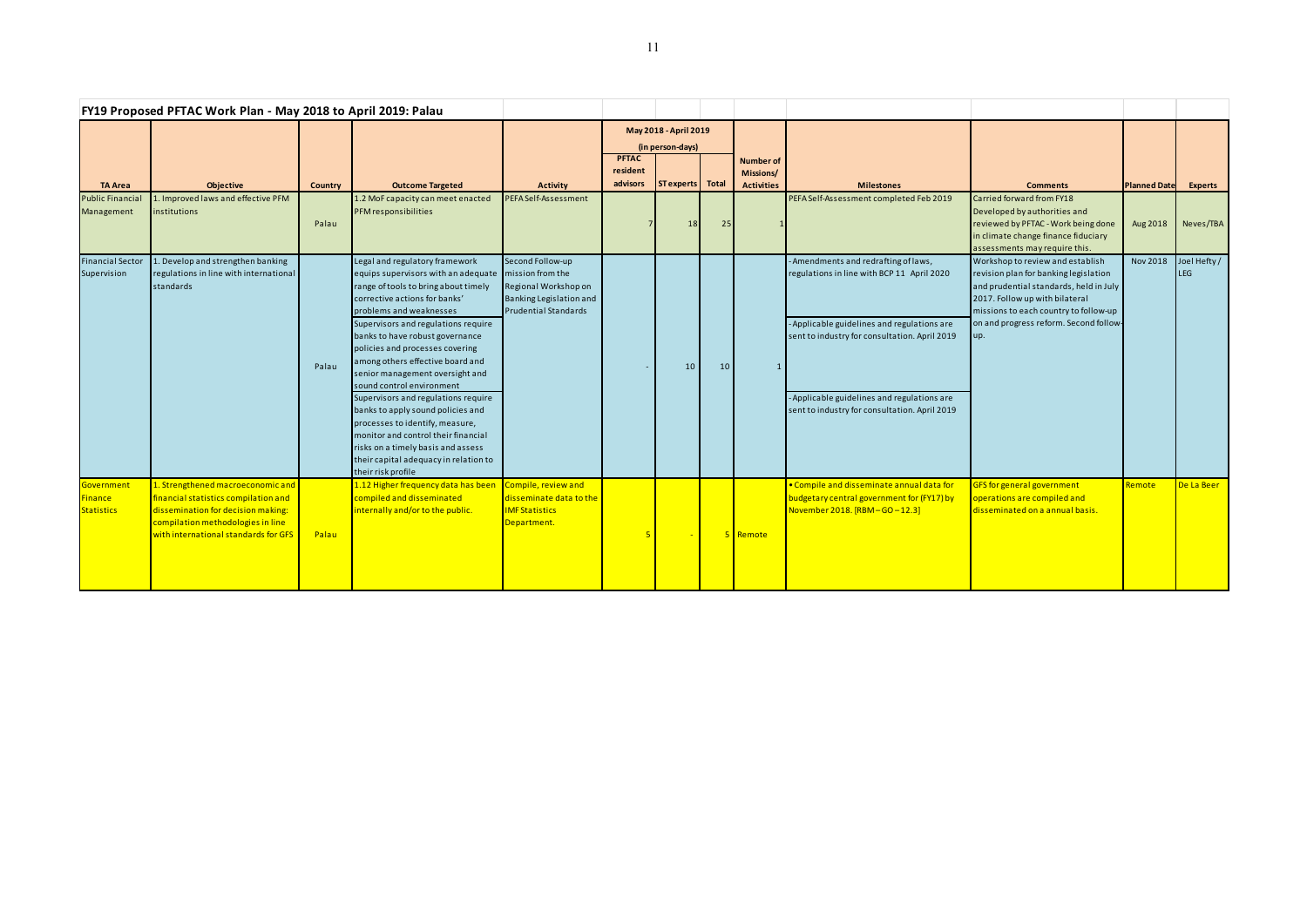## FY19 Proposed PFTAC Work Plan - May 2018 to April 2019: Palau

| TA Area | Objective | Country | Outcome Targeted | Activity | May 2018 - April 2019 (in person-days) PFTAC resident advisors | ST experts | Total | Number of Missions/ Activities | Milestones | Comments | Planned Date | Experts |
|---|---|---|---|---|---|---|---|---|---|---|---|---|
| Public Financial Management | 1. Improved laws and effective PFM institutions | Palau | 1.2 MoF capacity can meet enacted PFM responsibilities | PEFA Self-Assessment | 7 | 18 | 25 | 1 | PEFA Self-Assessment completed Feb 2019 | Carried forward from FY18 Developed by authorities and reviewed by PFTAC - Work being done in climate change finance fiduciary assessments may require this. | Aug 2018 | Neves/TBA |
| Financial Sector Supervision | 1. Develop and strengthen banking regulations in line with international standards | Palau | Legal and regulatory framework equips supervisors with an adequate range of tools to bring about timely corrective actions for banks' problems and weaknesses<br>Supervisors and regulations require banks to have robust governance policies and processes covering among others effective board and senior management oversight and sound control environment<br>Supervisors and regulations require banks to apply sound policies and processes to identify, measure, monitor and control their financial risks on a timely basis and assess their capital adequacy in relation to their risk profile | Second Follow-up mission from the Regional Workshop on Banking Legislation and Prudential Standards | - | 10 | 10 | 1 | - Amendments and redrafting of laws, regulations in line with BCP 11 April 2020<br>- Applicable guidelines and regulations are sent to industry for consultation. April 2019<br>- Applicable guidelines and regulations are sent to industry for consultation. April 2019 | Workshop to review and establish revision plan for banking legislation and prudential standards, held in July 2017. Follow up with bilateral missions to each country to follow-up on and progress reform. Second follow-up. | Nov 2018 | Joel Hefty / LEG |
| Government Finance Statistics | 1. Strengthened macroeconomic and financial statistics compilation and dissemination for decision making: compilation methodologies in line with international standards for GFS | Palau | 1.12 Higher frequency data has been compiled and disseminated internally and/or to the public. | Compile, review and disseminate data to the IMF Statistics Department. | 5 | - | 5 | Remote | • Compile and disseminate annual data for budgetary central government for (FY17) by November 2018. [RBM – GO – 12.3] | GFS for general government operations are compiled and disseminated on a annual basis. | Remote | De La Beer |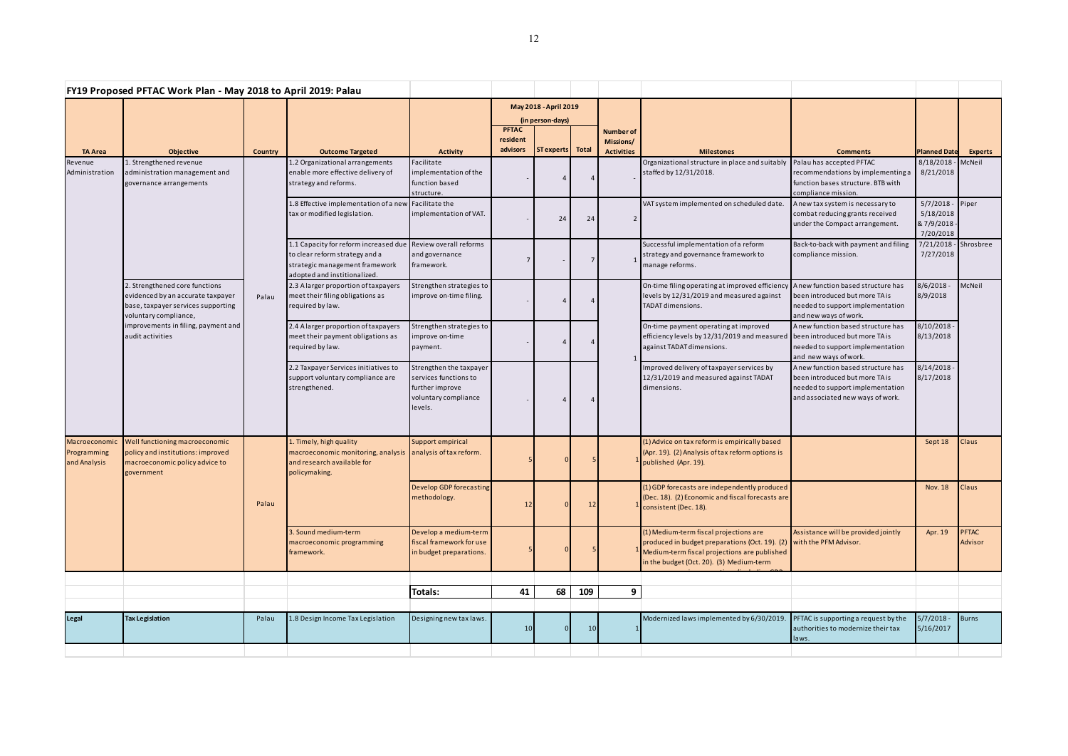## FY19 Proposed PFTAC Work Plan - May 2018 to April 2019: Palau

| TA Area | Objective | Country | Outcome Targeted | Activity | May 2018 - April 2019 (in person-days) PFTAC resident advisors | ST experts | Total | Number of Missions/ Activities | Milestones | Comments | Planned Date | Experts |
|---|---|---|---|---|---|---|---|---|---|---|---|---|
| Revenue Administration | 1. Strengthened revenue administration management and governance arrangements | Palau | 1.2 Organizational arrangements enable more effective delivery of strategy and reforms. | Facilitate implementation of the function based structure. | - | 4 | 4 | - | Organizational structure in place and suitably staffed by 12/31/2018. | Palau has accepted PFTAC recommendations by implementing a function bases structure. BTB with compliance mission. | 8/18/2018 - 8/21/2018 | McNeil |
| | | | 1.8 Effective implementation of a new tax or modified legislation. | Facilitate the implementation of VAT. | - | 24 | 24 | 2 | VAT system implemented on scheduled date. | A new tax system is necessary to combat reducing grants received under the Compact arrangement. | 5/7/2018 - 5/18/2018 & 7/9/2018 - 7/20/2018 | Piper |
| | | | 1.1 Capacity for reform increased due to clear reform strategy and a strategic management framework adopted and institionalized. | Review overall reforms and governance framework. | 7 | - | 7 | 1 | Successful implementation of a reform strategy and governance framework to manage reforms. | Back-to-back with payment and filing compliance mission. | 7/21/2018 - 7/27/2018 | Shrosbree |
| | 2. Strengthened core functions evidenced by an accurate taxpayer base, taxpayer services supporting voluntary compliance, improvements in filing, payment and audit activities | | 2.3 A larger proportion of taxpayers meet their filing obligations as required by law. | Strengthen strategies to improve on-time filing. | - | 4 | 4 | 1 | On-time filing operating at improved efficiency levels by 12/31/2019 and measured against TADAT dimensions. | A new function based structure has been introduced but more TA is needed to support implementation and new ways of work. | 8/6/2018 - 8/9/2018 | McNeil |
| | | | 2.4 A larger proportion of taxpayers meet their payment obligations as required by law. | Strengthen strategies to improve on-time payment. | - | 4 | 4 | | On-time payment operating at improved efficiency levels by 12/31/2019 and measured against TADAT dimensions. | A new function based structure has been introduced but more TA is needed to support implementation and new ways of work. | 8/10/2018 - 8/13/2018 | |
| | | | 2.2 Taxpayer Services initiatives to support voluntary compliance are strengthened. | Strengthen the taxpayer services functions to further improve voluntary compliance levels. | - | 4 | 4 | | Improved delivery of taxpayer services by 12/31/2019 and measured against TADAT dimensions. | A new function based structure has been introduced but more TA is needed to support implementation and associated new ways of work. | 8/14/2018 - 8/17/2018 | |
| Macroeconomic Programming and Analysis | Well functioning macroeconomic policy and institutions: improved macroeconomic policy advice to government | Palau | 1. Timely, high quality macroeconomic monitoring, analysis and research available for policymaking. | Support empirical analysis of tax reform. | 5 | 0 | 5 | 1 | (1) Advice on tax reform is empirically based (Apr. 19). (2) Analysis of tax reform options is published (Apr. 19). | | Sept 18 | Claus |
| | | | | Develop GDP forecasting methodology. | 12 | 0 | 12 | 1 | (1) GDP forecasts are independently produced (Dec. 18). (2) Economic and fiscal forecasts are consistent (Dec. 18). | | Nov. 18 | Claus |
| | | | 3. Sound medium-term macroeconomic programming framework. | Develop a medium-term fiscal framework for use in budget preparations. | 5 | 0 | 5 | 1 | (1) Medium-term fiscal projections are produced in budget preparations (Oct. 19). (2) Medium-term fiscal projections are published in the budget (Oct. 20). (3) Medium-term | Assistance will be provided jointly with the PFM Advisor. | Apr. 19 | PFTAC Advisor |
| | | | | **Totals:** | **41** | **68** | **109** | **9** | | | | |
| **Legal** | **Tax Legislation** | Palau | 1.8 Design Income Tax Legislation | Designing new tax laws. | 10 | 0 | 10 | 1 | Modernized laws implemented by 6/30/2019. | PFTAC is supporting a request by the authorities to modernize their tax laws. | 5/7/2018 - 5/16/2017 | Burns |